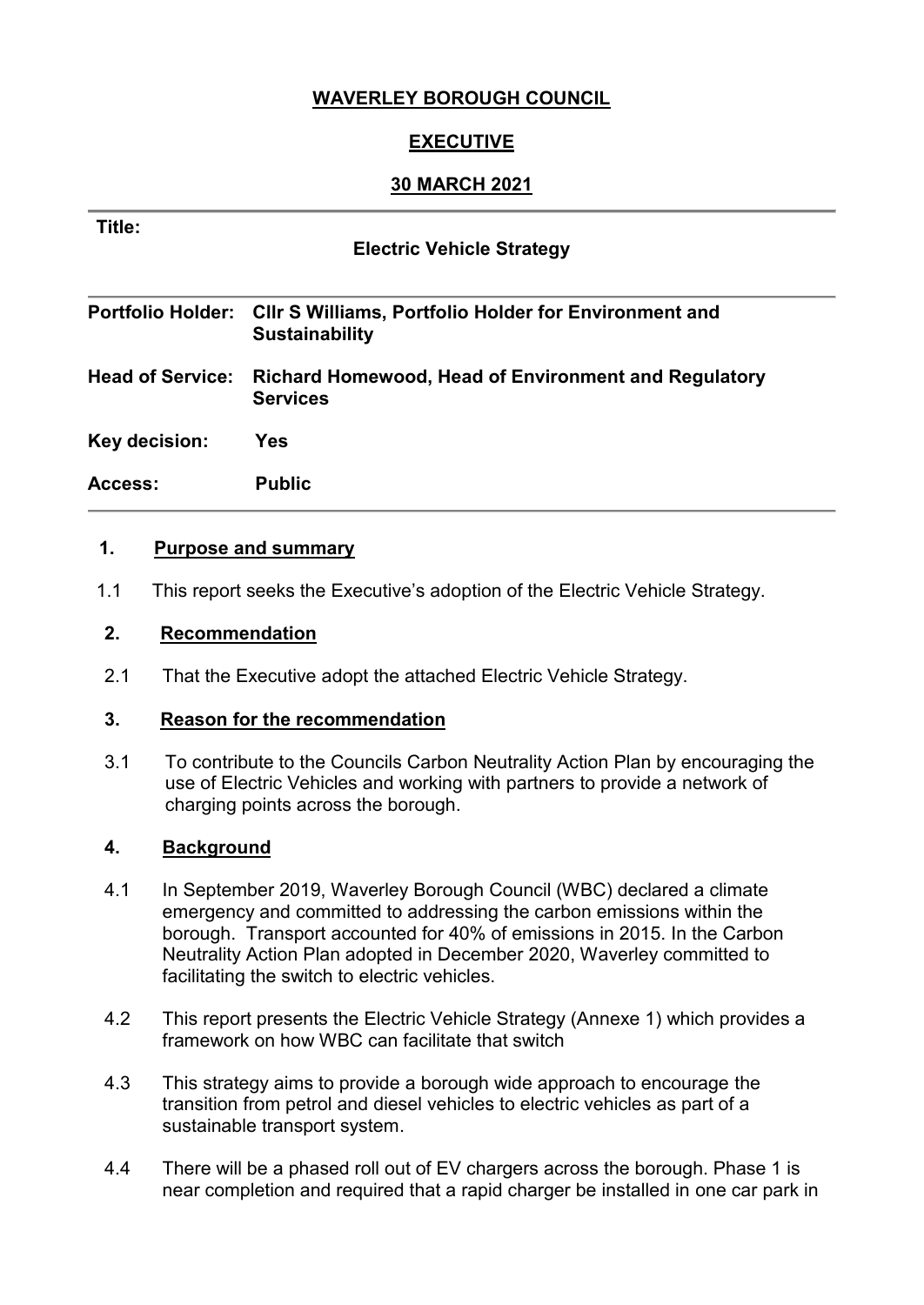# WAVERLEY BOROUGH COUNCIL

## EXECUTIVE

## 30 MARCH 2021

| | |
|---|---|
| **Title:** | **Electric Vehicle Strategy** |
| **Portfolio Holder:** | **Cllr S Williams, Portfolio Holder for Environment and Sustainability** |
| **Head of Service:** | **Richard Homewood, Head of Environment and Regulatory Services** |
| **Key decision:** | **Yes** |
| **Access:** | **Public** |

**1. Purpose and summary**

1.1 This report seeks the Executive's adoption of the Electric Vehicle Strategy.

**2. Recommendation**

2.1 That the Executive adopt the attached Electric Vehicle Strategy.

**3. Reason for the recommendation**

3.1 To contribute to the Councils Carbon Neutrality Action Plan by encouraging the use of Electric Vehicles and working with partners to provide a network of charging points across the borough.

**4. Background**

4.1 In September 2019, Waverley Borough Council (WBC) declared a climate emergency and committed to addressing the carbon emissions within the borough. Transport accounted for 40% of emissions in 2015. In the Carbon Neutrality Action Plan adopted in December 2020, Waverley committed to facilitating the switch to electric vehicles.

4.2 This report presents the Electric Vehicle Strategy (Annexe 1) which provides a framework on how WBC can facilitate that switch

4.3 This strategy aims to provide a borough wide approach to encourage the transition from petrol and diesel vehicles to electric vehicles as part of a sustainable transport system.

4.4 There will be a phased roll out of EV chargers across the borough. Phase 1 is near completion and required that a rapid charger be installed in one car park in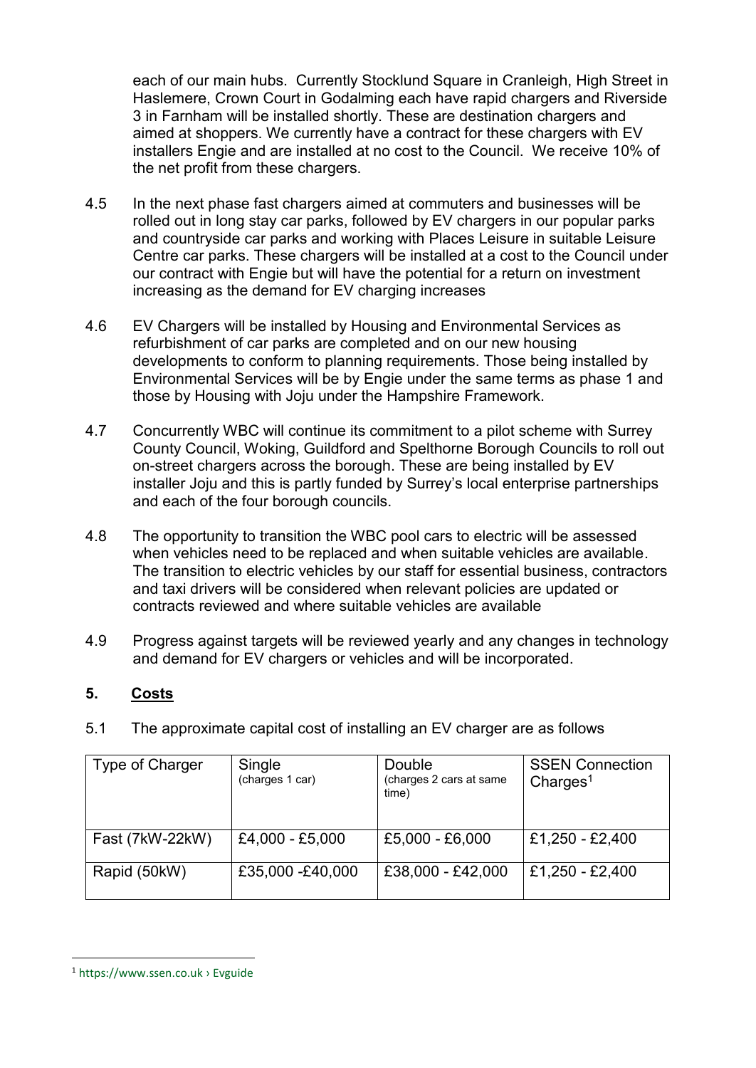each of our main hubs. Currently Stocklund Square in Cranleigh, High Street in Haslemere, Crown Court in Godalming each have rapid chargers and Riverside 3 in Farnham will be installed shortly. These are destination chargers and aimed at shoppers. We currently have a contract for these chargers with EV installers Engie and are installed at no cost to the Council. We receive 10% of the net profit from these chargers.

4.5 In the next phase fast chargers aimed at commuters and businesses will be rolled out in long stay car parks, followed by EV chargers in our popular parks and countryside car parks and working with Places Leisure in suitable Leisure Centre car parks. These chargers will be installed at a cost to the Council under our contract with Engie but will have the potential for a return on investment increasing as the demand for EV charging increases

4.6 EV Chargers will be installed by Housing and Environmental Services as refurbishment of car parks are completed and on our new housing developments to conform to planning requirements. Those being installed by Environmental Services will be by Engie under the same terms as phase 1 and those by Housing with Joju under the Hampshire Framework.

4.7 Concurrently WBC will continue its commitment to a pilot scheme with Surrey County Council, Woking, Guildford and Spelthorne Borough Councils to roll out on-street chargers across the borough. These are being installed by EV installer Joju and this is partly funded by Surrey's local enterprise partnerships and each of the four borough councils.

4.8 The opportunity to transition the WBC pool cars to electric will be assessed when vehicles need to be replaced and when suitable vehicles are available. The transition to electric vehicles by our staff for essential business, contractors and taxi drivers will be considered when relevant policies are updated or contracts reviewed and where suitable vehicles are available

4.9 Progress against targets will be reviewed yearly and any changes in technology and demand for EV chargers or vehicles and will be incorporated.

## 5. Costs

5.1 The approximate capital cost of installing an EV charger are as follows

| Type of Charger | Single (charges 1 car) | Double (charges 2 cars at same time) | SSEN Connection Charges[1] |
|---|---|---|---|
| Fast (7kW-22kW) | £4,000 - £5,000 | £5,000 - £6,000 | £1,250 - £2,400 |
| Rapid (50kW) | £35,000 -£40,000 | £38,000 - £42,000 | £1,250 - £2,400 |

[1] https://www.ssen.co.uk › Evguide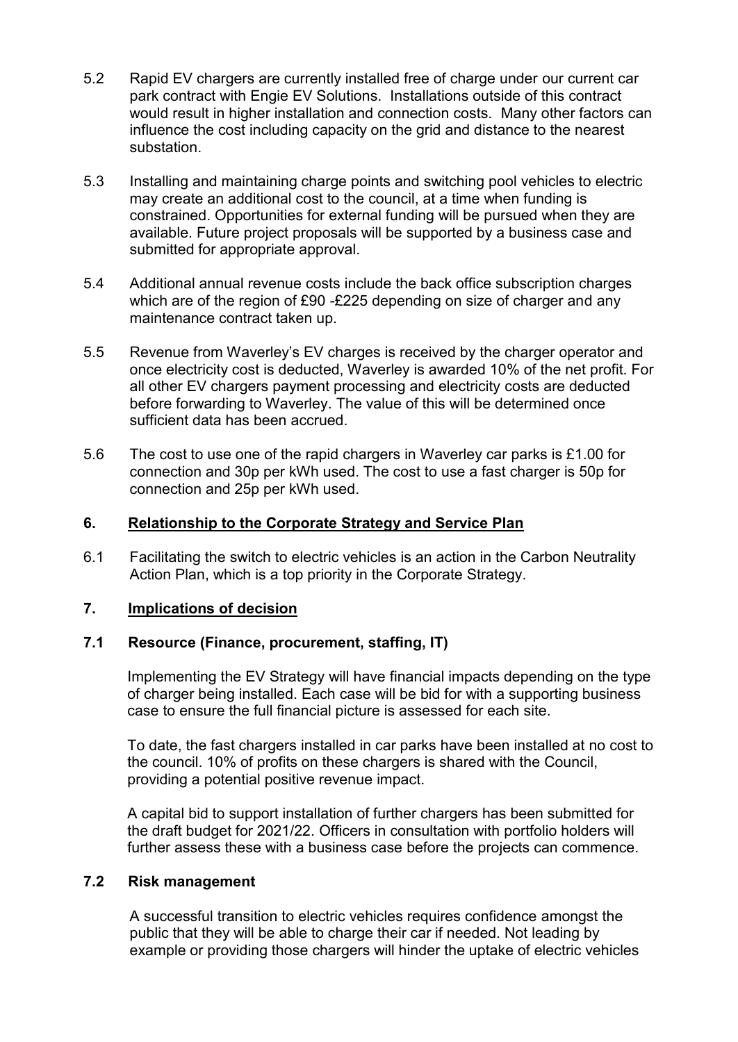5.2 Rapid EV chargers are currently installed free of charge under our current car park contract with Engie EV Solutions. Installations outside of this contract would result in higher installation and connection costs. Many other factors can influence the cost including capacity on the grid and distance to the nearest substation.

5.3 Installing and maintaining charge points and switching pool vehicles to electric may create an additional cost to the council, at a time when funding is constrained. Opportunities for external funding will be pursued when they are available. Future project proposals will be supported by a business case and submitted for appropriate approval.

5.4 Additional annual revenue costs include the back office subscription charges which are of the region of £90 -£225 depending on size of charger and any maintenance contract taken up.

5.5 Revenue from Waverley's EV charges is received by the charger operator and once electricity cost is deducted, Waverley is awarded 10% of the net profit. For all other EV chargers payment processing and electricity costs are deducted before forwarding to Waverley. The value of this will be determined once sufficient data has been accrued.

5.6 The cost to use one of the rapid chargers in Waverley car parks is £1.00 for connection and 30p per kWh used. The cost to use a fast charger is 50p for connection and 25p per kWh used.

## 6. Relationship to the Corporate Strategy and Service Plan

6.1 Facilitating the switch to electric vehicles is an action in the Carbon Neutrality Action Plan, which is a top priority in the Corporate Strategy.

## 7. Implications of decision

### 7.1 Resource (Finance, procurement, staffing, IT)

Implementing the EV Strategy will have financial impacts depending on the type of charger being installed. Each case will be bid for with a supporting business case to ensure the full financial picture is assessed for each site.

To date, the fast chargers installed in car parks have been installed at no cost to the council. 10% of profits on these chargers is shared with the Council, providing a potential positive revenue impact.

A capital bid to support installation of further chargers has been submitted for the draft budget for 2021/22. Officers in consultation with portfolio holders will further assess these with a business case before the projects can commence.

### 7.2 Risk management

A successful transition to electric vehicles requires confidence amongst the public that they will be able to charge their car if needed. Not leading by example or providing those chargers will hinder the uptake of electric vehicles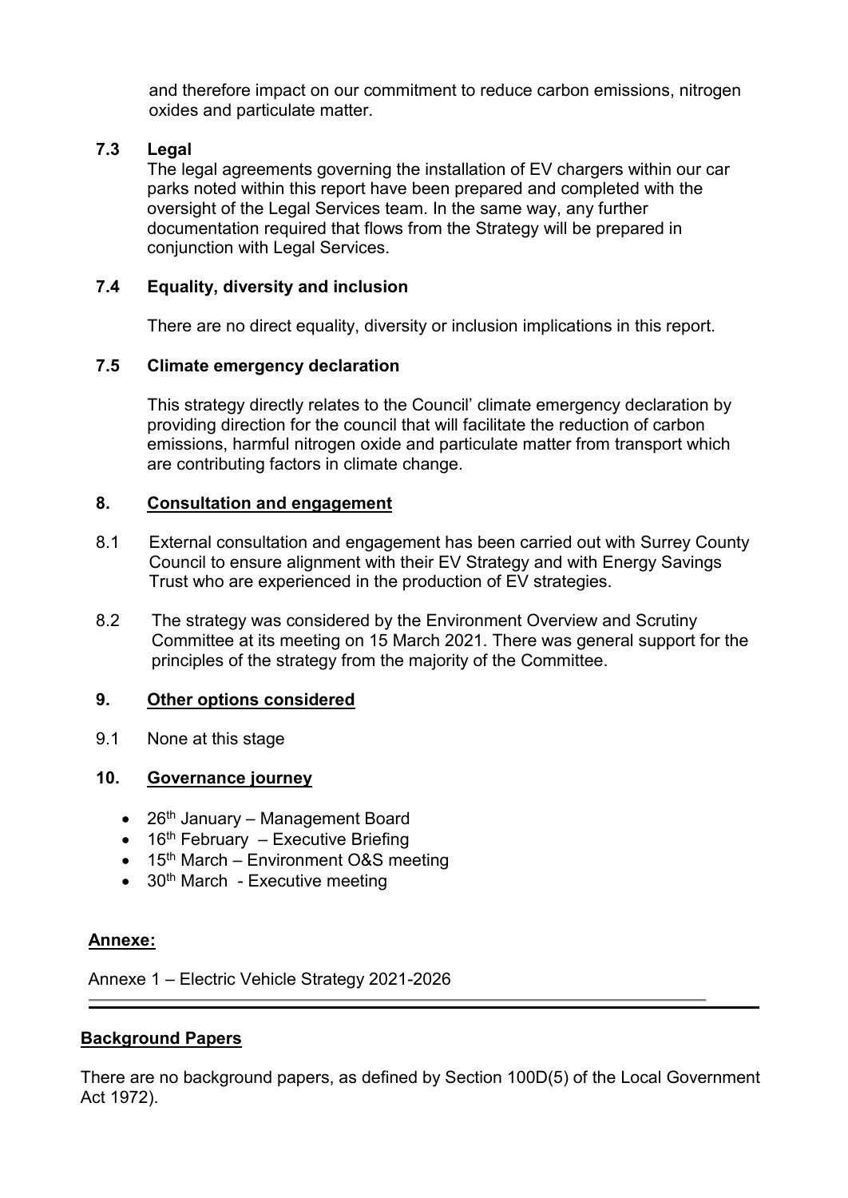and therefore impact on our commitment to reduce carbon emissions, nitrogen oxides and particulate matter.

### 7.3 Legal

The legal agreements governing the installation of EV chargers within our car parks noted within this report have been prepared and completed with the oversight of the Legal Services team. In the same way, any further documentation required that flows from the Strategy will be prepared in conjunction with Legal Services.

### 7.4 Equality, diversity and inclusion

There are no direct equality, diversity or inclusion implications in this report.

### 7.5 Climate emergency declaration

This strategy directly relates to the Council' climate emergency declaration by providing direction for the council that will facilitate the reduction of carbon emissions, harmful nitrogen oxide and particulate matter from transport which are contributing factors in climate change.

## 8. Consultation and engagement

8.1 External consultation and engagement has been carried out with Surrey County Council to ensure alignment with their EV Strategy and with Energy Savings Trust who are experienced in the production of EV strategies.

8.2 The strategy was considered by the Environment Overview and Scrutiny Committee at its meeting on 15 March 2021. There was general support for the principles of the strategy from the majority of the Committee.

## 9. Other options considered

9.1 None at this stage

## 10. Governance journey

- 26th January – Management Board
- 16th February – Executive Briefing
- 15th March – Environment O&S meeting
- 30th March - Executive meeting

**Annexe:**

Annexe 1 – Electric Vehicle Strategy 2021-2026

---

**Background Papers**

There are no background papers, as defined by Section 100D(5) of the Local Government Act 1972).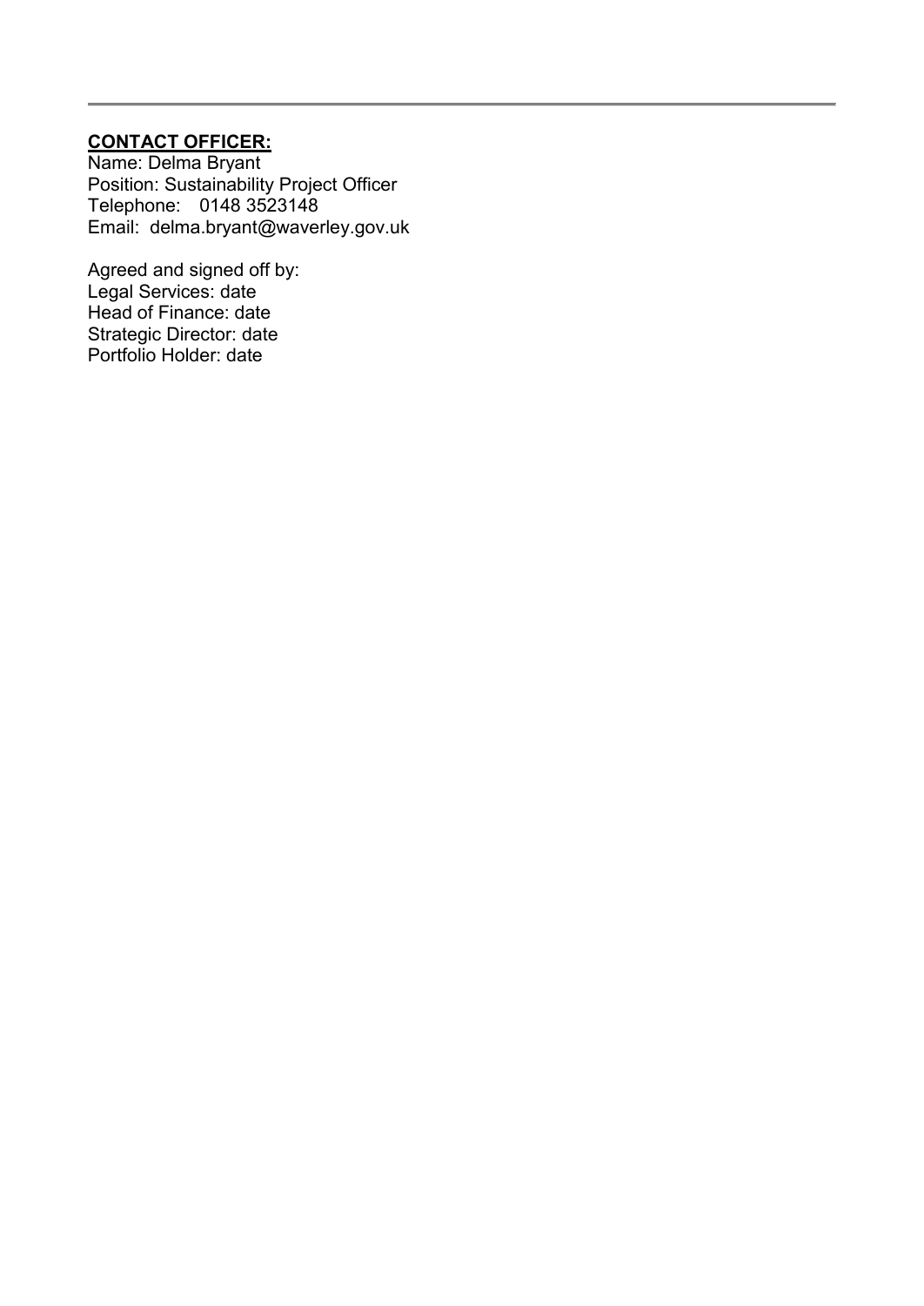---

**CONTACT OFFICER:**

Name: Delma Bryant
Position: Sustainability Project Officer
Telephone: 0148 3523148
Email: delma.bryant@waverley.gov.uk

Agreed and signed off by:
Legal Services: date
Head of Finance: date
Strategic Director: date
Portfolio Holder: date